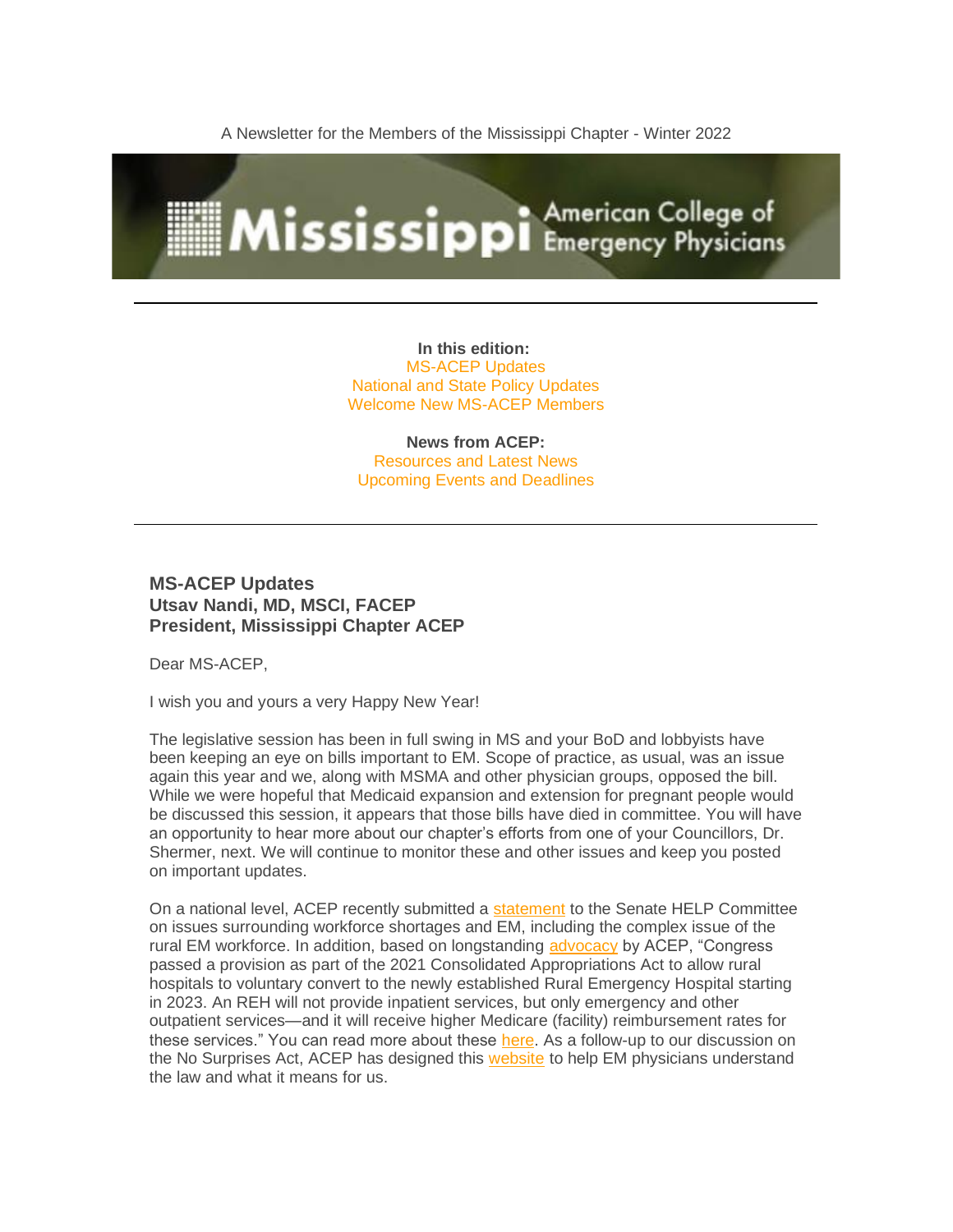A Newsletter for the Members of the Mississippi Chapter - Winter 2022

Mississippi American College of Emergency Physicians

---

**In this edition:**
MS-ACEP Updates
National and State Policy Updates
Welcome New MS-ACEP Members

**News from ACEP:**
Resources and Latest News
Upcoming Events and Deadlines

---

## MS-ACEP Updates
### Utsav Nandi, MD, MSCI, FACEP
### President, Mississippi Chapter ACEP

Dear MS-ACEP,

I wish you and yours a very Happy New Year!

The legislative session has been in full swing in MS and your BoD and lobbyists have been keeping an eye on bills important to EM. Scope of practice, as usual, was an issue again this year and we, along with MSMA and other physician groups, opposed the bill. While we were hopeful that Medicaid expansion and extension for pregnant people would be discussed this session, it appears that those bills have died in committee. You will have an opportunity to hear more about our chapter's efforts from one of your Councillors, Dr. Shermer, next. We will continue to monitor these and other issues and keep you posted on important updates.

On a national level, ACEP recently submitted a statement to the Senate HELP Committee on issues surrounding workforce shortages and EM, including the complex issue of the rural EM workforce. In addition, based on longstanding advocacy by ACEP, "Congress passed a provision as part of the 2021 Consolidated Appropriations Act to allow rural hospitals to voluntary convert to the newly established Rural Emergency Hospital starting in 2023. An REH will not provide inpatient services, but only emergency and other outpatient services—and it will receive higher Medicare (facility) reimbursement rates for these services." You can read more about these here. As a follow-up to our discussion on the No Surprises Act, ACEP has designed this website to help EM physicians understand the law and what it means for us.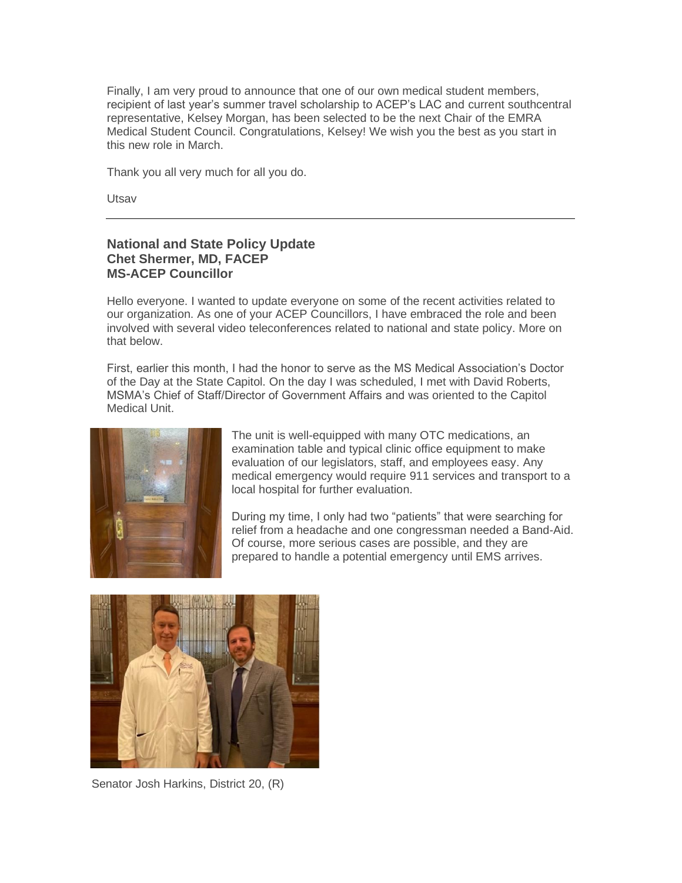Finally, I am very proud to announce that one of our own medical student members, recipient of last year's summer travel scholarship to ACEP's LAC and current southcentral representative, Kelsey Morgan, has been selected to be the next Chair of the EMRA Medical Student Council. Congratulations, Kelsey! We wish you the best as you start in this new role in March.

Thank you all very much for all you do.

Utsav

---

## National and State Policy Update
**Chet Shermer, MD, FACEP**
**MS-ACEP Councillor**

Hello everyone. I wanted to update everyone on some of the recent activities related to our organization. As one of your ACEP Councillors, I have embraced the role and been involved with several video teleconferences related to national and state policy. More on that below.

First, earlier this month, I had the honor to serve as the MS Medical Association's Doctor of the Day at the State Capitol. On the day I was scheduled, I met with David Roberts, MSMA's Chief of Staff/Director of Government Affairs and was oriented to the Capitol Medical Unit.

The unit is well-equipped with many OTC medications, an examination table and typical clinic office equipment to make evaluation of our legislators, staff, and employees easy. Any medical emergency would require 911 services and transport to a local hospital for further evaluation.

During my time, I only had two "patients" that were searching for relief from a headache and one congressman needed a Band-Aid. Of course, more serious cases are possible, and they are prepared to handle a potential emergency until EMS arrives.

Senator Josh Harkins, District 20, (R)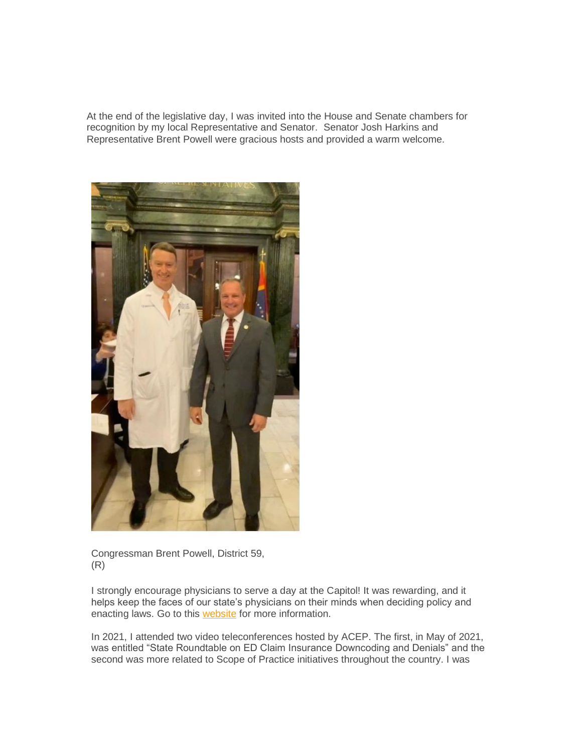At the end of the legislative day, I was invited into the House and Senate chambers for recognition by my local Representative and Senator. Senator Josh Harkins and Representative Brent Powell were gracious hosts and provided a warm welcome.

Congressman Brent Powell, District 59, (R)

I strongly encourage physicians to serve a day at the Capitol! It was rewarding, and it helps keep the faces of our state's physicians on their minds when deciding policy and enacting laws. Go to this website for more information.

In 2021, I attended two video teleconferences hosted by ACEP. The first, in May of 2021, was entitled "State Roundtable on ED Claim Insurance Downcoding and Denials" and the second was more related to Scope of Practice initiatives throughout the country. I was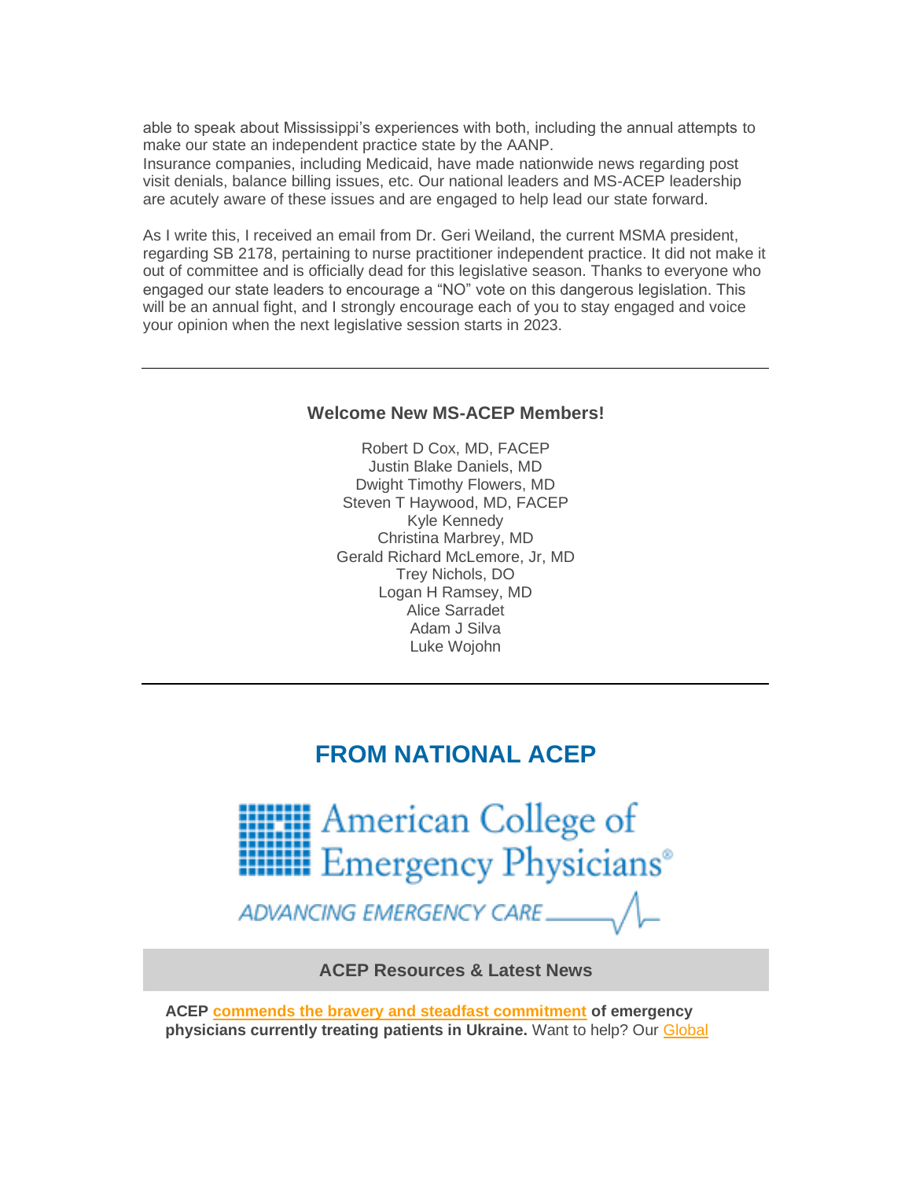able to speak about Mississippi's experiences with both, including the annual attempts to make our state an independent practice state by the AANP.
Insurance companies, including Medicaid, have made nationwide news regarding post visit denials, balance billing issues, etc. Our national leaders and MS-ACEP leadership are acutely aware of these issues and are engaged to help lead our state forward.

As I write this, I received an email from Dr. Geri Weiland, the current MSMA president, regarding SB 2178, pertaining to nurse practitioner independent practice. It did not make it out of committee and is officially dead for this legislative season. Thanks to everyone who engaged our state leaders to encourage a "NO" vote on this dangerous legislation. This will be an annual fight, and I strongly encourage each of you to stay engaged and voice your opinion when the next legislative session starts in 2023.

---

### Welcome New MS-ACEP Members!

Robert D Cox, MD, FACEP
Justin Blake Daniels, MD
Dwight Timothy Flowers, MD
Steven T Haywood, MD, FACEP
Kyle Kennedy
Christina Marbrey, MD
Gerald Richard McLemore, Jr, MD
Trey Nichols, DO
Logan H Ramsey, MD
Alice Sarradet
Adam J Silva
Luke Wojohn

---

## FROM NATIONAL ACEP

American College of Emergency Physicians®

ADVANCING EMERGENCY CARE

### ACEP Resources & Latest News

**ACEP commends the bravery and steadfast commitment of emergency physicians currently treating patients in Ukraine.** Want to help? Our Global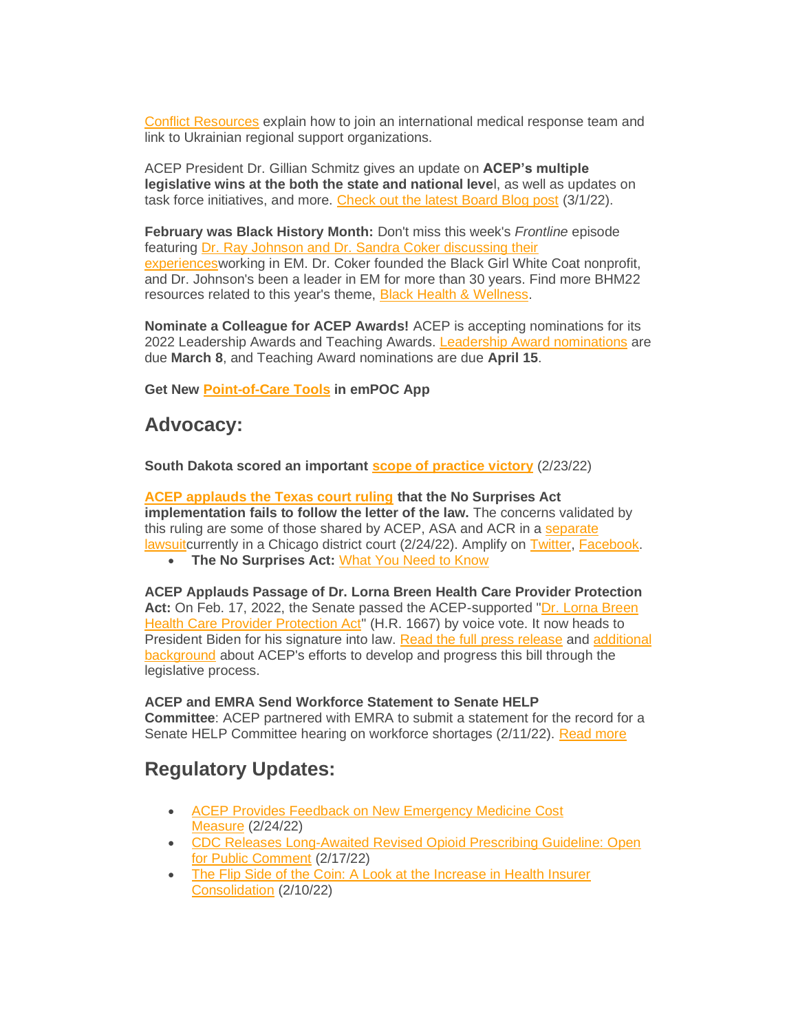Conflict Resources explain how to join an international medical response team and link to Ukrainian regional support organizations.

ACEP President Dr. Gillian Schmitz gives an update on **ACEP's multiple legislative wins at the both the state and national leve**l, as well as updates on task force initiatives, and more. Check out the latest Board Blog post (3/1/22).

**February was Black History Month:** Don't miss this week's *Frontline* episode featuring Dr. Ray Johnson and Dr. Sandra Coker discussing their experiencesworking in EM. Dr. Coker founded the Black Girl White Coat nonprofit, and Dr. Johnson's been a leader in EM for more than 30 years. Find more BHM22 resources related to this year's theme, Black Health & Wellness.

**Nominate a Colleague for ACEP Awards!** ACEP is accepting nominations for its 2022 Leadership Awards and Teaching Awards. Leadership Award nominations are due **March 8**, and Teaching Award nominations are due **April 15**.

**Get New Point-of-Care Tools in emPOC App**

## Advocacy:

**South Dakota scored an important scope of practice victory** (2/23/22)

**ACEP applauds the Texas court ruling that the No Surprises Act implementation fails to follow the letter of the law.** The concerns validated by this ruling are some of those shared by ACEP, ASA and ACR in a separate lawsuitcurrently in a Chicago district court (2/24/22). Amplify on Twitter, Facebook.

- **The No Surprises Act:** What You Need to Know

**ACEP Applauds Passage of Dr. Lorna Breen Health Care Provider Protection Act:** On Feb. 17, 2022, the Senate passed the ACEP-supported "Dr. Lorna Breen Health Care Provider Protection Act" (H.R. 1667) by voice vote. It now heads to President Biden for his signature into law. Read the full press release and additional background about ACEP's efforts to develop and progress this bill through the legislative process.

**ACEP and EMRA Send Workforce Statement to Senate HELP Committee**: ACEP partnered with EMRA to submit a statement for the record for a Senate HELP Committee hearing on workforce shortages (2/11/22). Read more

## Regulatory Updates:

- ACEP Provides Feedback on New Emergency Medicine Cost Measure (2/24/22)
- CDC Releases Long-Awaited Revised Opioid Prescribing Guideline: Open for Public Comment (2/17/22)
- The Flip Side of the Coin: A Look at the Increase in Health Insurer Consolidation (2/10/22)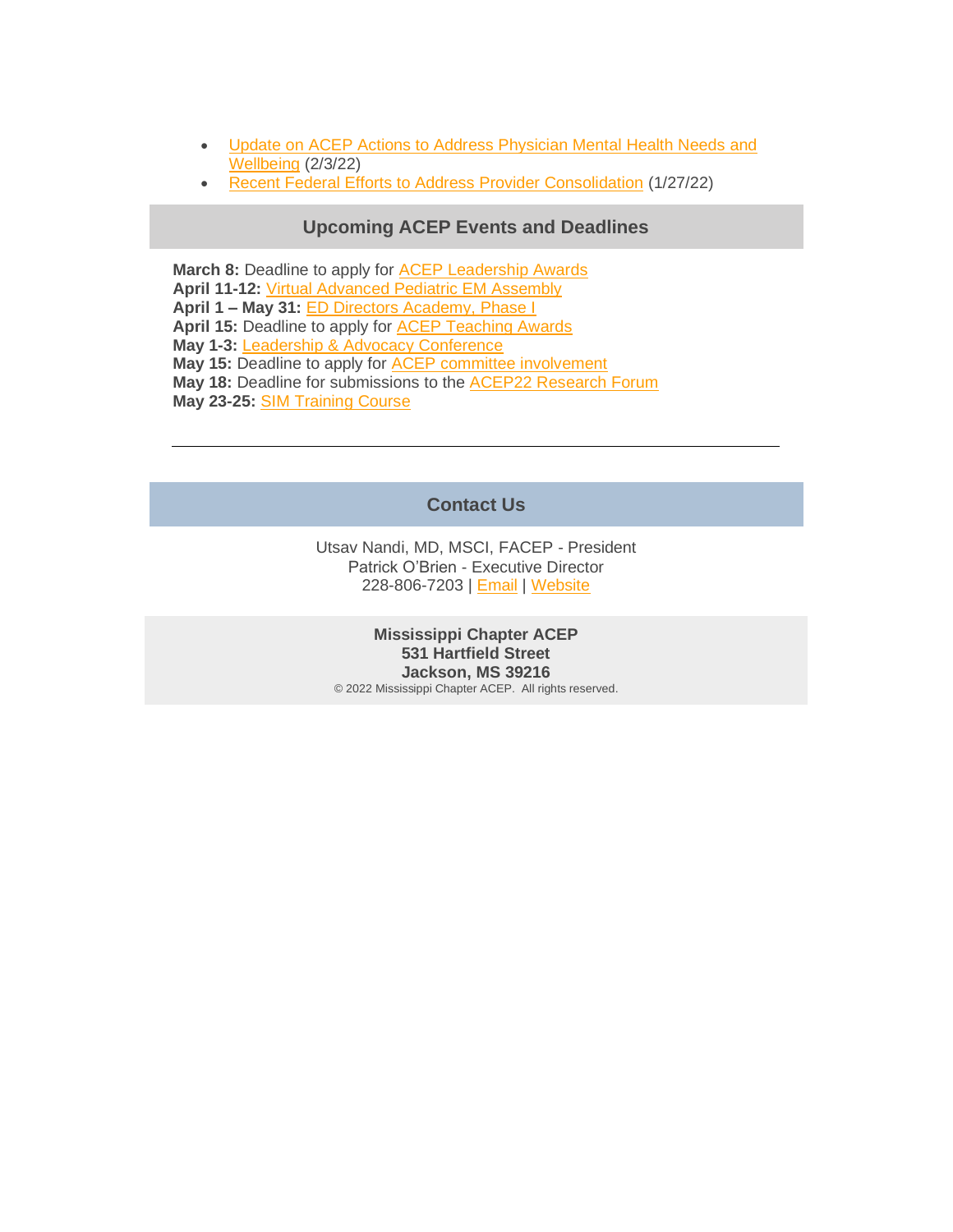- Update on ACEP Actions to Address Physician Mental Health Needs and Wellbeing (2/3/22)
- Recent Federal Efforts to Address Provider Consolidation (1/27/22)

## Upcoming ACEP Events and Deadlines

**March 8:** Deadline to apply for ACEP Leadership Awards
**April 11-12:** Virtual Advanced Pediatric EM Assembly
**April 1 – May 31:** ED Directors Academy, Phase I
**April 15:** Deadline to apply for ACEP Teaching Awards
**May 1-3:** Leadership & Advocacy Conference
**May 15:** Deadline to apply for ACEP committee involvement
**May 18:** Deadline for submissions to the ACEP22 Research Forum
**May 23-25:** SIM Training Course

---

## Contact Us

Utsav Nandi, MD, MSCI, FACEP - President
Patrick O'Brien - Executive Director
228-806-7203 | Email | Website

**Mississippi Chapter ACEP**
**531 Hartfield Street**
**Jackson, MS 39216**
© 2022 Mississippi Chapter ACEP. All rights reserved.